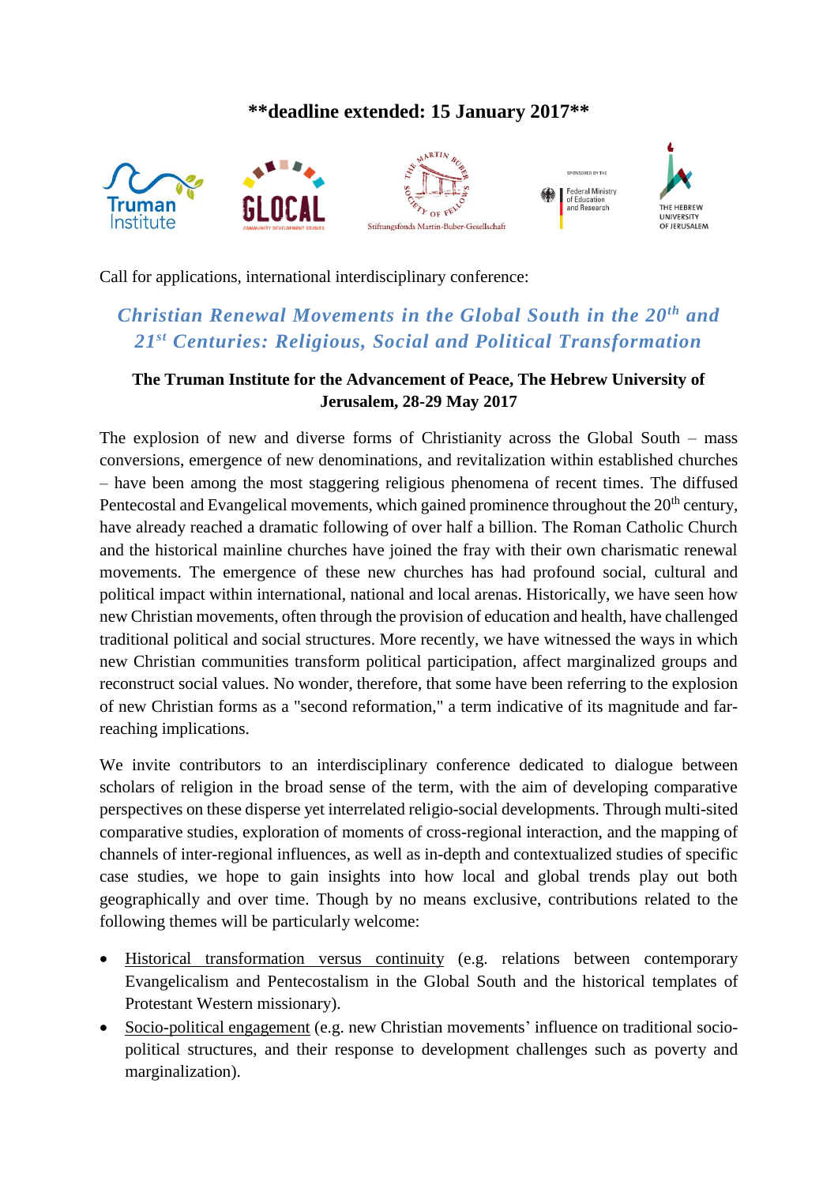**\*\*deadline extended: 15 January 2017\*\***

Call for applications, international interdisciplinary conference:

## *Christian Renewal Movements in the Global South in the 20th and 21st Centuries: Religious, Social and Political Transformation*

**The Truman Institute for the Advancement of Peace, The Hebrew University of Jerusalem, 28-29 May 2017**

The explosion of new and diverse forms of Christianity across the Global South – mass conversions, emergence of new denominations, and revitalization within established churches – have been among the most staggering religious phenomena of recent times. The diffused Pentecostal and Evangelical movements, which gained prominence throughout the 20th century, have already reached a dramatic following of over half a billion. The Roman Catholic Church and the historical mainline churches have joined the fray with their own charismatic renewal movements. The emergence of these new churches has had profound social, cultural and political impact within international, national and local arenas. Historically, we have seen how new Christian movements, often through the provision of education and health, have challenged traditional political and social structures. More recently, we have witnessed the ways in which new Christian communities transform political participation, affect marginalized groups and reconstruct social values. No wonder, therefore, that some have been referring to the explosion of new Christian forms as a "second reformation," a term indicative of its magnitude and far-reaching implications.

We invite contributors to an interdisciplinary conference dedicated to dialogue between scholars of religion in the broad sense of the term, with the aim of developing comparative perspectives on these disperse yet interrelated religio-social developments. Through multi-sited comparative studies, exploration of moments of cross-regional interaction, and the mapping of channels of inter-regional influences, as well as in-depth and contextualized studies of specific case studies, we hope to gain insights into how local and global trends play out both geographically and over time. Though by no means exclusive, contributions related to the following themes will be particularly welcome:

- Historical transformation versus continuity (e.g. relations between contemporary Evangelicalism and Pentecostalism in the Global South and the historical templates of Protestant Western missionary).
- Socio-political engagement (e.g. new Christian movements' influence on traditional socio-political structures, and their response to development challenges such as poverty and marginalization).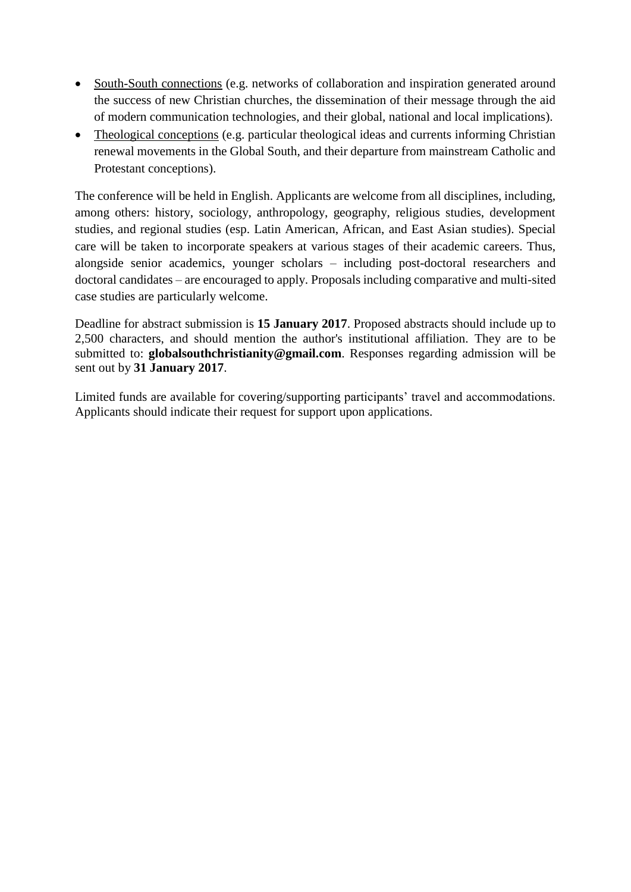- South-South connections (e.g. networks of collaboration and inspiration generated around the success of new Christian churches, the dissemination of their message through the aid of modern communication technologies, and their global, national and local implications).
- Theological conceptions (e.g. particular theological ideas and currents informing Christian renewal movements in the Global South, and their departure from mainstream Catholic and Protestant conceptions).

The conference will be held in English. Applicants are welcome from all disciplines, including, among others: history, sociology, anthropology, geography, religious studies, development studies, and regional studies (esp. Latin American, African, and East Asian studies). Special care will be taken to incorporate speakers at various stages of their academic careers. Thus, alongside senior academics, younger scholars – including post-doctoral researchers and doctoral candidates – are encouraged to apply. Proposals including comparative and multi-sited case studies are particularly welcome.

Deadline for abstract submission is **15 January 2017**. Proposed abstracts should include up to 2,500 characters, and should mention the author's institutional affiliation. They are to be submitted to: **globalsouthchristianity@gmail.com**. Responses regarding admission will be sent out by **31 January 2017**.

Limited funds are available for covering/supporting participants' travel and accommodations. Applicants should indicate their request for support upon applications.